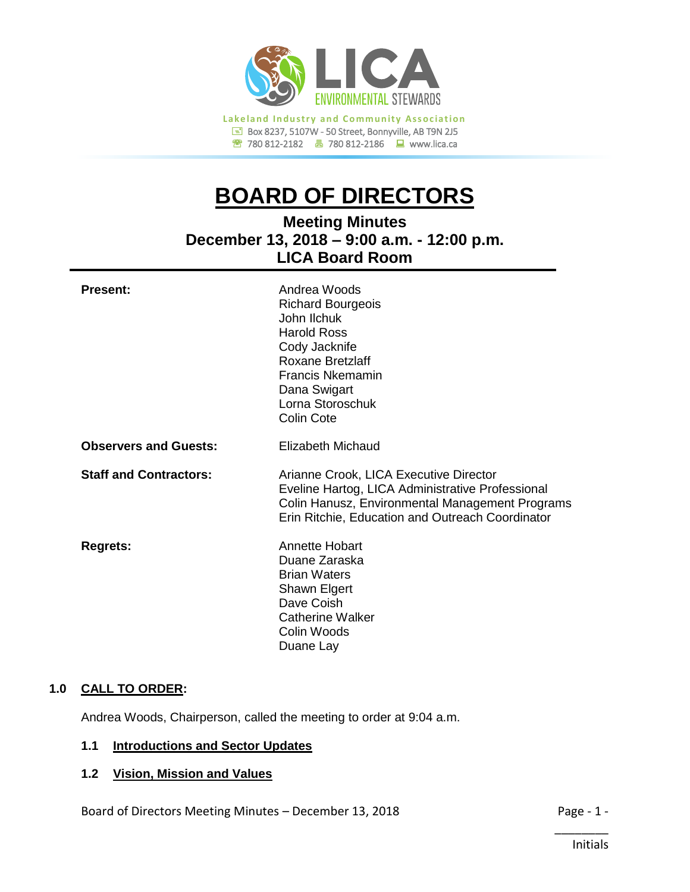LICA ENVIRONMENTAL STEWARDS

Lakeland Industry and Community Association
Box 8237, 5107W - 50 Street, Bonnyville, AB T9N 2J5
780 812-2182 780 812-2186 www.lica.ca

# BOARD OF DIRECTORS

## Meeting Minutes
## December 13, 2018 – 9:00 a.m. - 12:00 p.m.
## LICA Board Room

| | |
|---|---|
| **Present:** | Andrea Woods<br>Richard Bourgeois<br>John Ilchuk<br>Harold Ross<br>Cody Jacknife<br>Roxane Bretzlaff<br>Francis Nkemamin<br>Dana Swigart<br>Lorna Storoschuk<br>Colin Cote |
| **Observers and Guests:** | Elizabeth Michaud |
| **Staff and Contractors:** | Arianne Crook, LICA Executive Director<br>Eveline Hartog, LICA Administrative Professional<br>Colin Hanusz, Environmental Management Programs<br>Erin Ritchie, Education and Outreach Coordinator |
| **Regrets:** | Annette Hobart<br>Duane Zaraska<br>Brian Waters<br>Shawn Elgert<br>Dave Coish<br>Catherine Walker<br>Colin Woods<br>Duane Lay |

## 1.0 CALL TO ORDER:

Andrea Woods, Chairperson, called the meeting to order at 9:04 a.m.

### 1.1 Introductions and Sector Updates

### 1.2 Vision, Mission and Values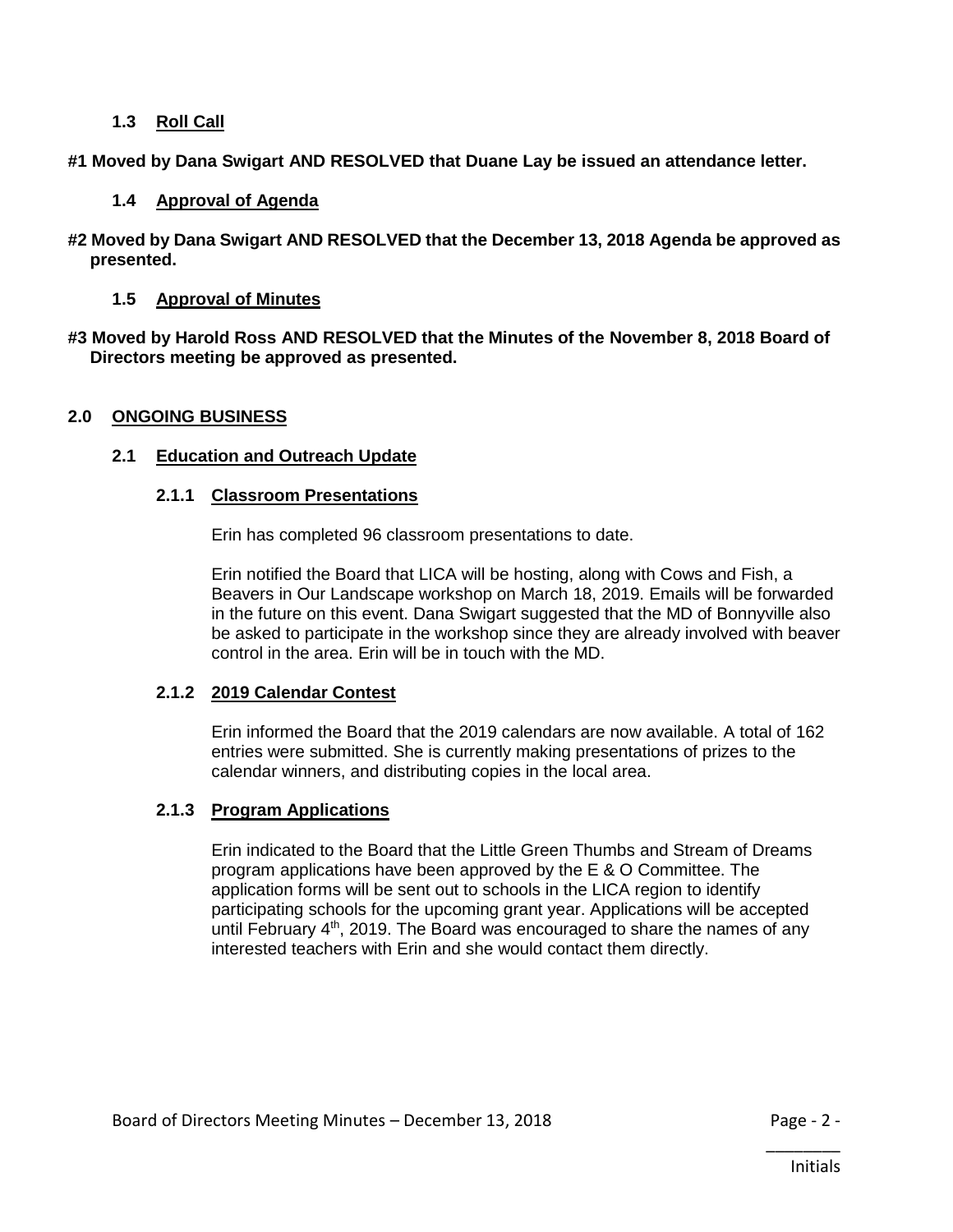### 1.3 Roll Call

**#1 Moved by Dana Swigart AND RESOLVED that Duane Lay be issued an attendance letter.**

### 1.4 Approval of Agenda

**#2 Moved by Dana Swigart AND RESOLVED that the December 13, 2018 Agenda be approved as presented.**

### 1.5 Approval of Minutes

**#3 Moved by Harold Ross AND RESOLVED that the Minutes of the November 8, 2018 Board of Directors meeting be approved as presented.**

## 2.0 ONGOING BUSINESS

### 2.1 Education and Outreach Update

#### 2.1.1 Classroom Presentations

Erin has completed 96 classroom presentations to date.

Erin notified the Board that LICA will be hosting, along with Cows and Fish, a Beavers in Our Landscape workshop on March 18, 2019. Emails will be forwarded in the future on this event. Dana Swigart suggested that the MD of Bonnyville also be asked to participate in the workshop since they are already involved with beaver control in the area. Erin will be in touch with the MD.

#### 2.1.2 2019 Calendar Contest

Erin informed the Board that the 2019 calendars are now available. A total of 162 entries were submitted. She is currently making presentations of prizes to the calendar winners, and distributing copies in the local area.

#### 2.1.3 Program Applications

Erin indicated to the Board that the Little Green Thumbs and Stream of Dreams program applications have been approved by the E & O Committee. The application forms will be sent out to schools in the LICA region to identify participating schools for the upcoming grant year. Applications will be accepted until February 4th, 2019. The Board was encouraged to share the names of any interested teachers with Erin and she would contact them directly.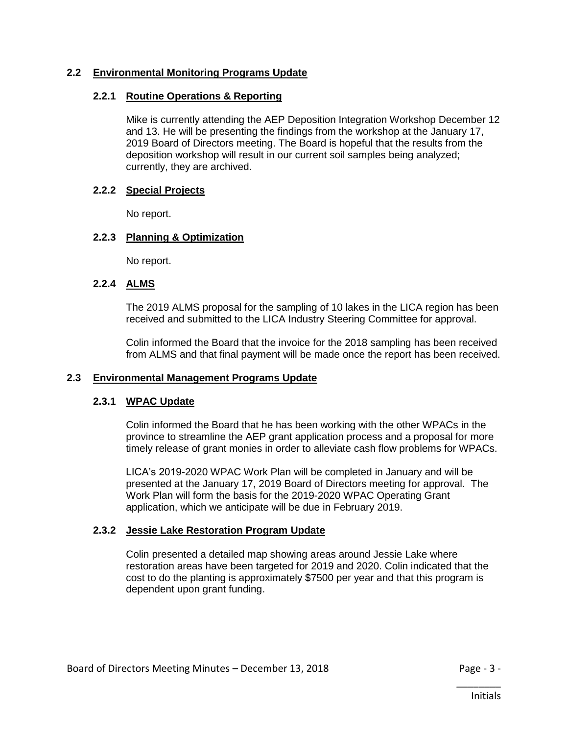## 2.2 Environmental Monitoring Programs Update

### 2.2.1 Routine Operations & Reporting

Mike is currently attending the AEP Deposition Integration Workshop December 12 and 13. He will be presenting the findings from the workshop at the January 17, 2019 Board of Directors meeting. The Board is hopeful that the results from the deposition workshop will result in our current soil samples being analyzed; currently, they are archived.

### 2.2.2 Special Projects

No report.

### 2.2.3 Planning & Optimization

No report.

### 2.2.4 ALMS

The 2019 ALMS proposal for the sampling of 10 lakes in the LICA region has been received and submitted to the LICA Industry Steering Committee for approval.

Colin informed the Board that the invoice for the 2018 sampling has been received from ALMS and that final payment will be made once the report has been received.

## 2.3 Environmental Management Programs Update

### 2.3.1 WPAC Update

Colin informed the Board that he has been working with the other WPACs in the province to streamline the AEP grant application process and a proposal for more timely release of grant monies in order to alleviate cash flow problems for WPACs.

LICA's 2019-2020 WPAC Work Plan will be completed in January and will be presented at the January 17, 2019 Board of Directors meeting for approval. The Work Plan will form the basis for the 2019-2020 WPAC Operating Grant application, which we anticipate will be due in February 2019.

### 2.3.2 Jessie Lake Restoration Program Update

Colin presented a detailed map showing areas around Jessie Lake where restoration areas have been targeted for 2019 and 2020. Colin indicated that the cost to do the planting is approximately $7500 per year and that this program is dependent upon grant funding.

Board of Directors Meeting Minutes – December 13, 2018

________
Initials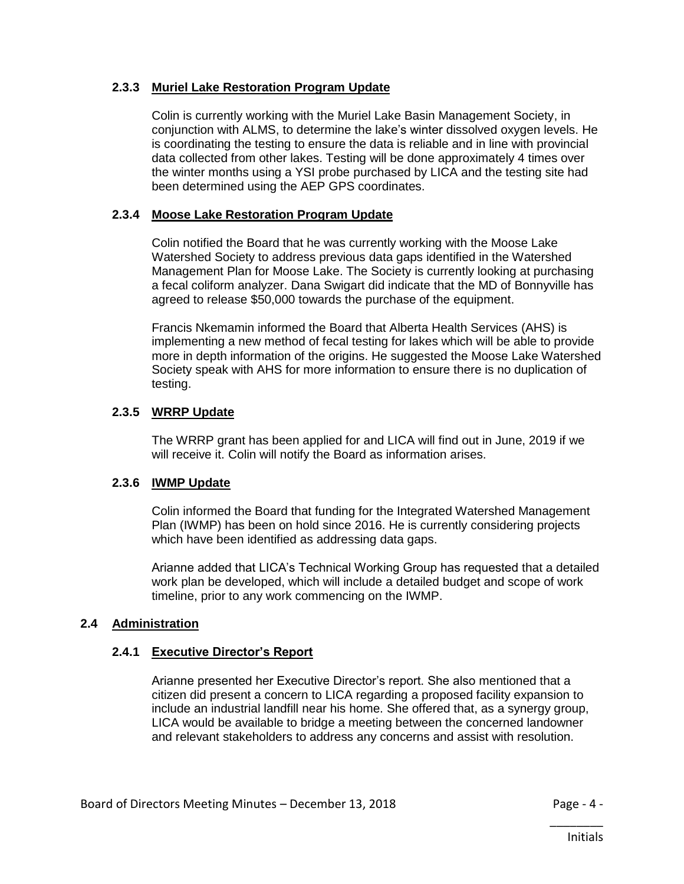### 2.3.3 Muriel Lake Restoration Program Update

Colin is currently working with the Muriel Lake Basin Management Society, in conjunction with ALMS, to determine the lake's winter dissolved oxygen levels. He is coordinating the testing to ensure the data is reliable and in line with provincial data collected from other lakes. Testing will be done approximately 4 times over the winter months using a YSI probe purchased by LICA and the testing site had been determined using the AEP GPS coordinates.

### 2.3.4 Moose Lake Restoration Program Update

Colin notified the Board that he was currently working with the Moose Lake Watershed Society to address previous data gaps identified in the Watershed Management Plan for Moose Lake. The Society is currently looking at purchasing a fecal coliform analyzer. Dana Swigart did indicate that the MD of Bonnyville has agreed to release $50,000 towards the purchase of the equipment.

Francis Nkemamin informed the Board that Alberta Health Services (AHS) is implementing a new method of fecal testing for lakes which will be able to provide more in depth information of the origins. He suggested the Moose Lake Watershed Society speak with AHS for more information to ensure there is no duplication of testing.

### 2.3.5 WRRP Update

The WRRP grant has been applied for and LICA will find out in June, 2019 if we will receive it. Colin will notify the Board as information arises.

### 2.3.6 IWMP Update

Colin informed the Board that funding for the Integrated Watershed Management Plan (IWMP) has been on hold since 2016. He is currently considering projects which have been identified as addressing data gaps.

Arianne added that LICA's Technical Working Group has requested that a detailed work plan be developed, which will include a detailed budget and scope of work timeline, prior to any work commencing on the IWMP.

## 2.4 Administration

### 2.4.1 Executive Director's Report

Arianne presented her Executive Director's report. She also mentioned that a citizen did present a concern to LICA regarding a proposed facility expansion to include an industrial landfill near his home. She offered that, as a synergy group, LICA would be available to bridge a meeting between the concerned landowner and relevant stakeholders to address any concerns and assist with resolution.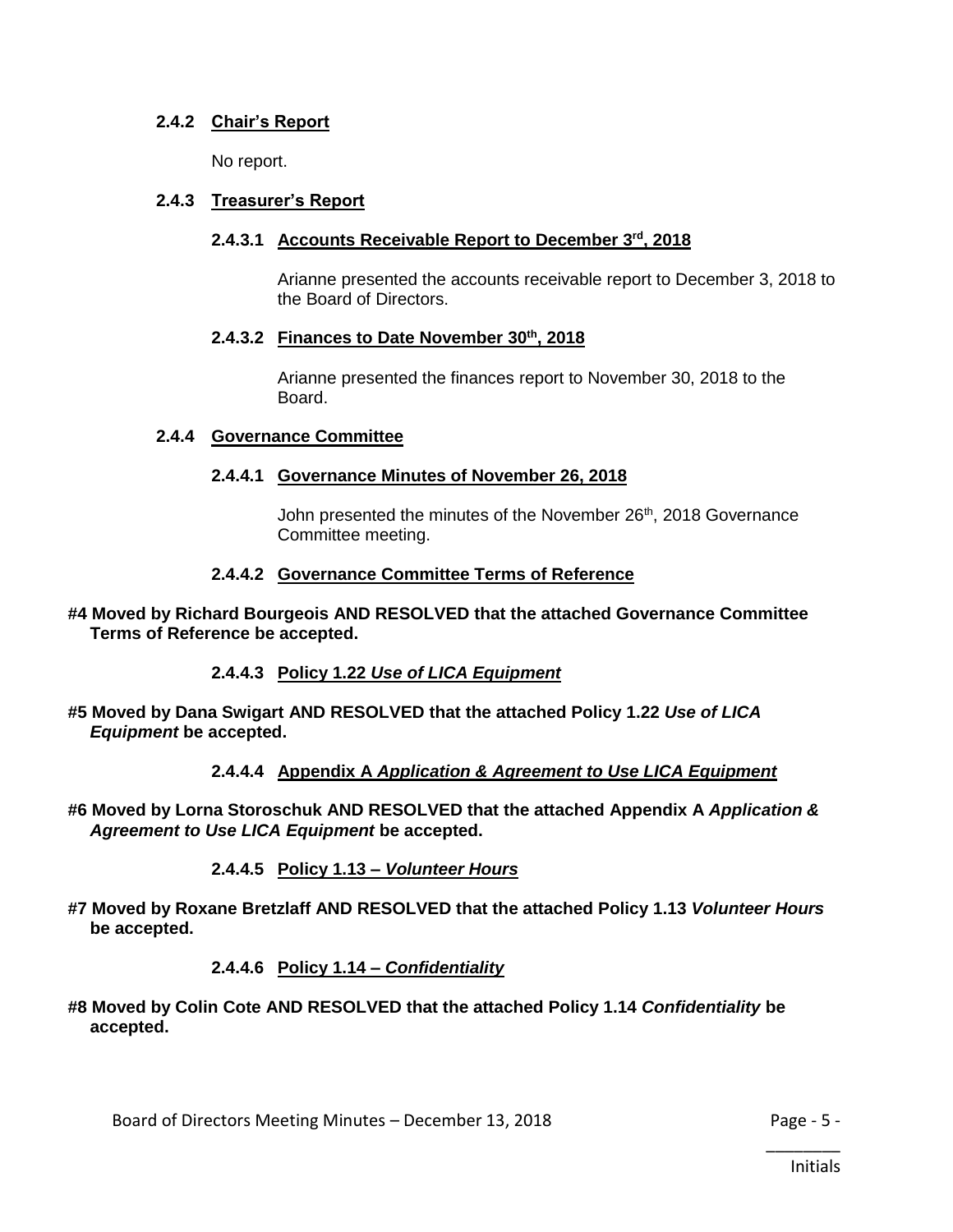#### 2.4.2 Chair's Report

No report.

#### 2.4.3 Treasurer's Report

##### 2.4.3.1 Accounts Receivable Report to December 3rd, 2018

Arianne presented the accounts receivable report to December 3, 2018 to the Board of Directors.

##### 2.4.3.2 Finances to Date November 30th, 2018

Arianne presented the finances report to November 30, 2018 to the Board.

#### 2.4.4 Governance Committee

##### 2.4.4.1 Governance Minutes of November 26, 2018

John presented the minutes of the November 26th, 2018 Governance Committee meeting.

##### 2.4.4.2 Governance Committee Terms of Reference

**#4 Moved by Richard Bourgeois AND RESOLVED that the attached Governance Committee Terms of Reference be accepted.**

##### 2.4.4.3 Policy 1.22 *Use of LICA Equipment*

**#5 Moved by Dana Swigart AND RESOLVED that the attached Policy 1.22 *Use of LICA Equipment* be accepted.**

##### 2.4.4.4 Appendix A *Application & Agreement to Use LICA Equipment*

**#6 Moved by Lorna Storoschuk AND RESOLVED that the attached Appendix A *Application & Agreement to Use LICA Equipment* be accepted.**

##### 2.4.4.5 Policy 1.13 – *Volunteer Hours*

**#7 Moved by Roxane Bretzlaff AND RESOLVED that the attached Policy 1.13 *Volunteer Hours* be accepted.**

##### 2.4.4.6 Policy 1.14 – *Confidentiality*

**#8 Moved by Colin Cote AND RESOLVED that the attached Policy 1.14 *Confidentiality* be accepted.**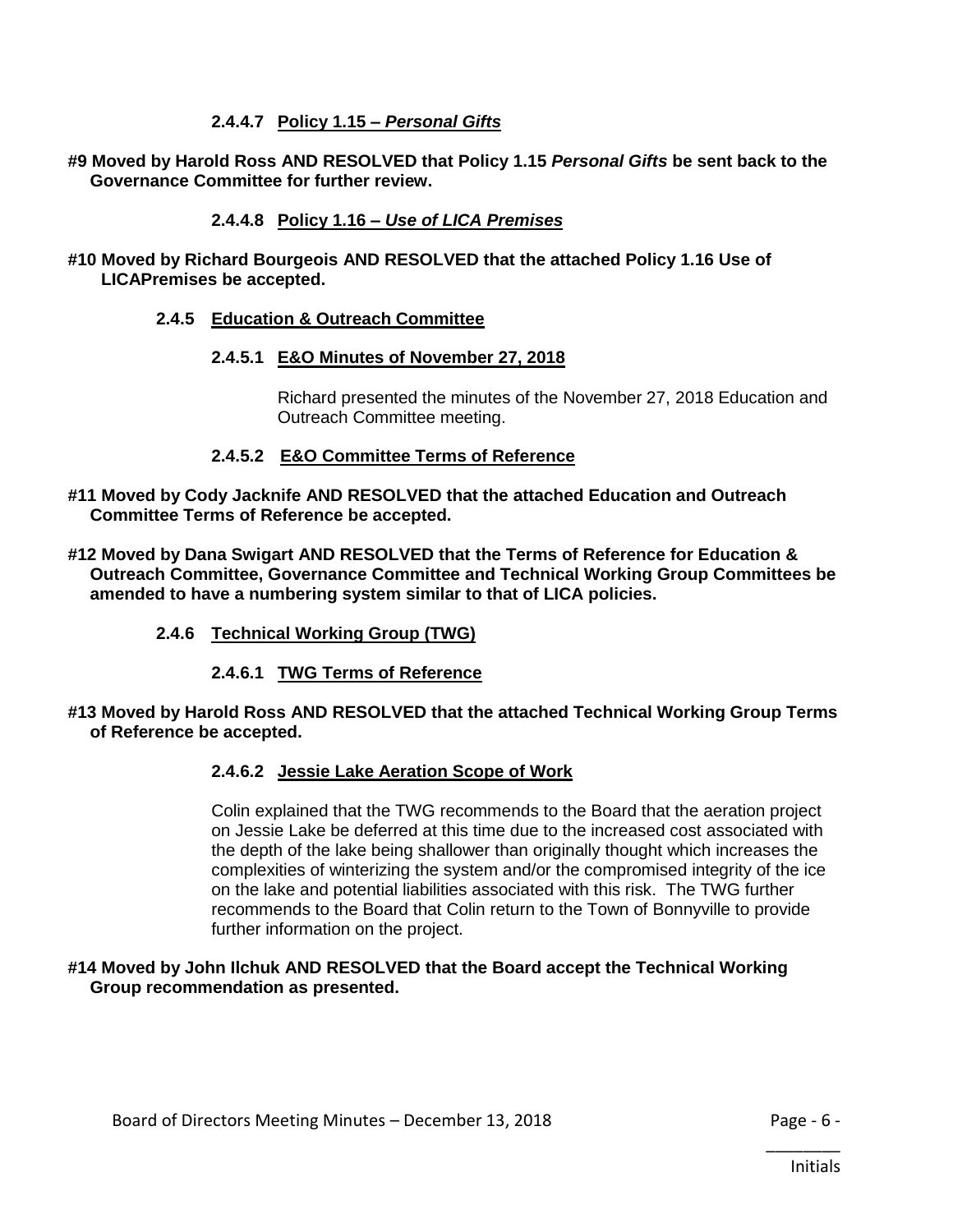**2.4.4.7 Policy 1.15 – *Personal Gifts***

**#9 Moved by Harold Ross AND RESOLVED that Policy 1.15 *Personal Gifts* be sent back to the Governance Committee for further review.**

**2.4.4.8 Policy 1.16 – *Use of LICA Premises***

**#10 Moved by Richard Bourgeois AND RESOLVED that the attached Policy 1.16 Use of LICAPremises be accepted.**

**2.4.5 Education & Outreach Committee**

**2.4.5.1 E&O Minutes of November 27, 2018**

Richard presented the minutes of the November 27, 2018 Education and Outreach Committee meeting.

**2.4.5.2 E&O Committee Terms of Reference**

**#11 Moved by Cody Jacknife AND RESOLVED that the attached Education and Outreach Committee Terms of Reference be accepted.**

**#12 Moved by Dana Swigart AND RESOLVED that the Terms of Reference for Education & Outreach Committee, Governance Committee and Technical Working Group Committees be amended to have a numbering system similar to that of LICA policies.**

**2.4.6 Technical Working Group (TWG)**

**2.4.6.1 TWG Terms of Reference**

**#13 Moved by Harold Ross AND RESOLVED that the attached Technical Working Group Terms of Reference be accepted.**

**2.4.6.2 Jessie Lake Aeration Scope of Work**

Colin explained that the TWG recommends to the Board that the aeration project on Jessie Lake be deferred at this time due to the increased cost associated with the depth of the lake being shallower than originally thought which increases the complexities of winterizing the system and/or the compromised integrity of the ice on the lake and potential liabilities associated with this risk. The TWG further recommends to the Board that Colin return to the Town of Bonnyville to provide further information on the project.

**#14 Moved by John Ilchuk AND RESOLVED that the Board accept the Technical Working Group recommendation as presented.**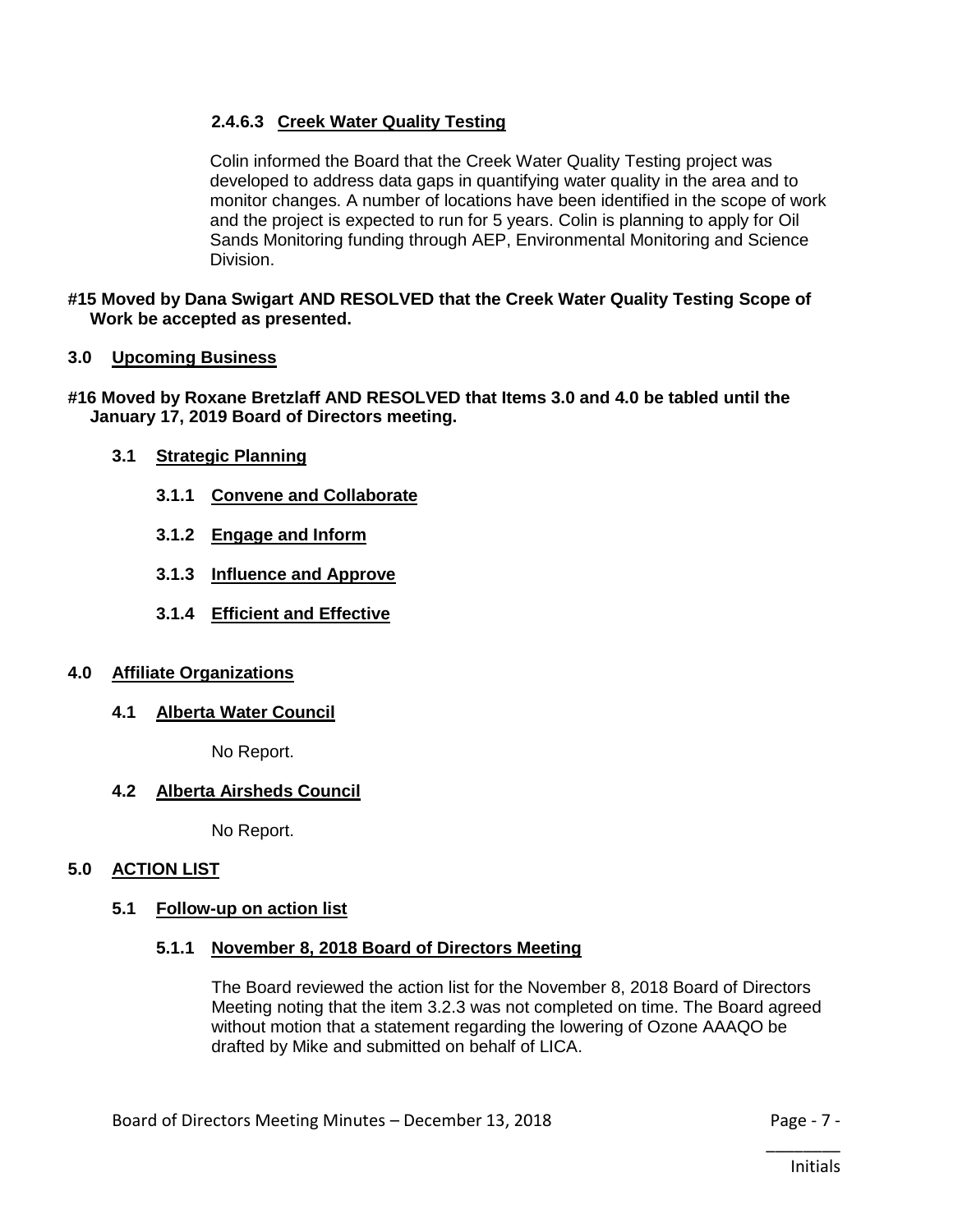#### 2.4.6.3 Creek Water Quality Testing

Colin informed the Board that the Creek Water Quality Testing project was developed to address data gaps in quantifying water quality in the area and to monitor changes. A number of locations have been identified in the scope of work and the project is expected to run for 5 years. Colin is planning to apply for Oil Sands Monitoring funding through AEP, Environmental Monitoring and Science Division.

**#15 Moved by Dana Swigart AND RESOLVED that the Creek Water Quality Testing Scope of Work be accepted as presented.**

## 3.0 Upcoming Business

**#16 Moved by Roxane Bretzlaff AND RESOLVED that Items 3.0 and 4.0 be tabled until the January 17, 2019 Board of Directors meeting.**

### 3.1 Strategic Planning

#### 3.1.1 Convene and Collaborate

#### 3.1.2 Engage and Inform

#### 3.1.3 Influence and Approve

#### 3.1.4 Efficient and Effective

## 4.0 Affiliate Organizations

### 4.1 Alberta Water Council

No Report.

### 4.2 Alberta Airsheds Council

No Report.

## 5.0 ACTION LIST

### 5.1 Follow-up on action list

#### 5.1.1 November 8, 2018 Board of Directors Meeting

The Board reviewed the action list for the November 8, 2018 Board of Directors Meeting noting that the item 3.2.3 was not completed on time. The Board agreed without motion that a statement regarding the lowering of Ozone AAAQO be drafted by Mike and submitted on behalf of LICA.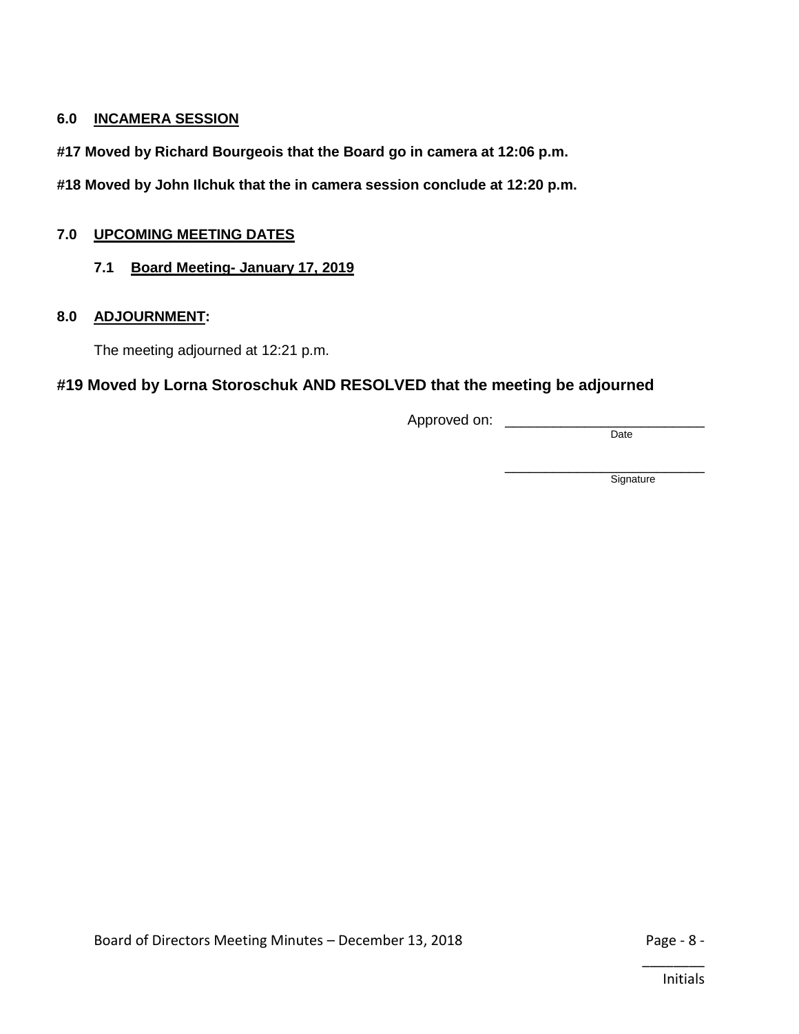## 6.0 INCAMERA SESSION

**#17 Moved by Richard Bourgeois that the Board go in camera at 12:06 p.m.**

**#18 Moved by John Ilchuk that the in camera session conclude at 12:20 p.m.**

## 7.0 UPCOMING MEETING DATES

### 7.1 Board Meeting- January 17, 2019

## 8.0 ADJOURNMENT:

The meeting adjourned at 12:21 p.m.

**#19 Moved by Lorna Storoschuk AND RESOLVED that the meeting be adjourned**

Approved on: ________________________
Date

________________________
Signature

________
Initials